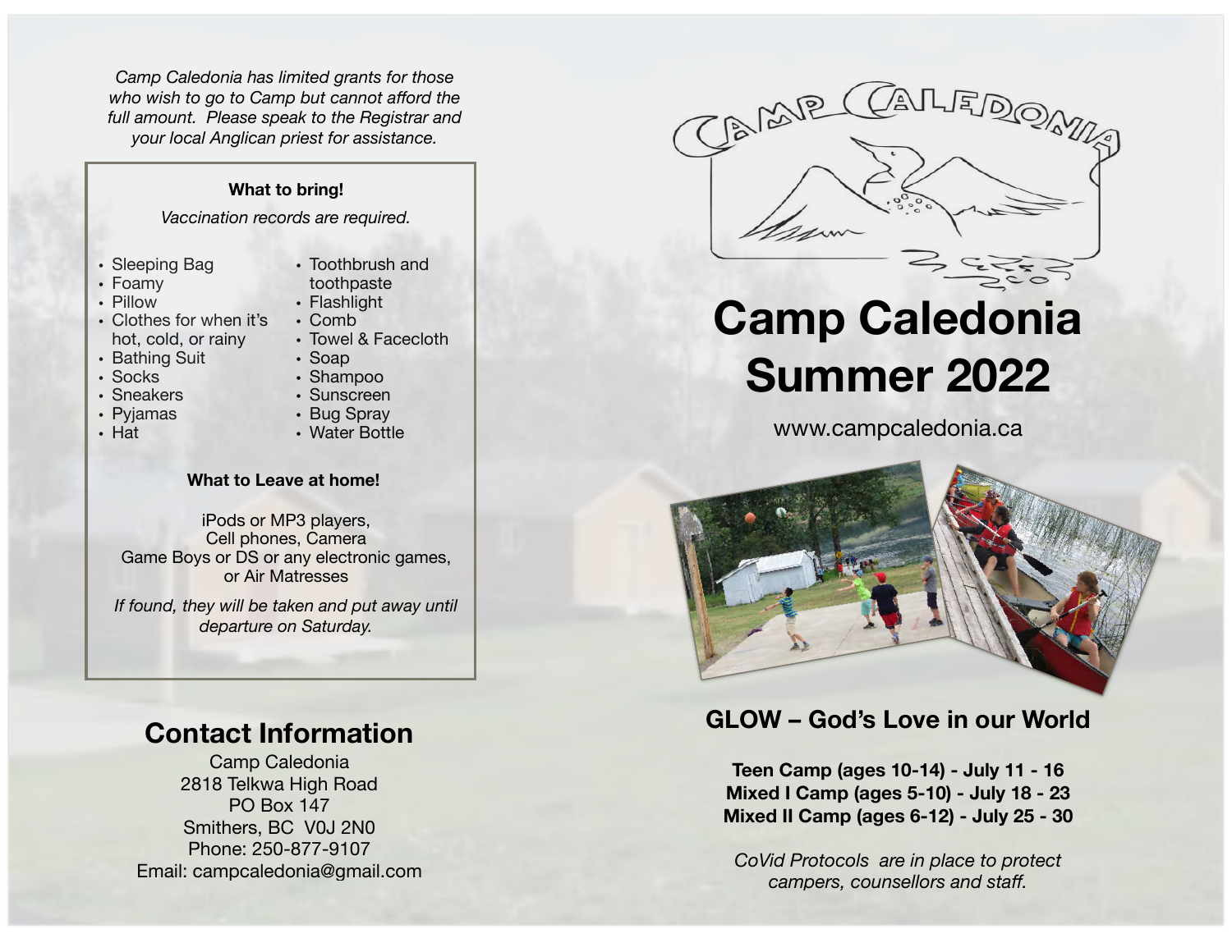*Camp Caledonia has limited grants for those who wish to go to Camp but cannot afford the full amount. Please speak to the Registrar and your local Anglican priest for assistance.*

**What to bring!**

*Vaccination records are required.*

- Sleeping Bag
- Foamy
- Pillow
- Clothes for when it's hot, cold, or rainy
- Bathing Suit
- Socks
- Sneakers
- Pyjamas
- Hat
- Toothbrush and toothpaste
- Flashlight
- Comb
- Towel & Facecloth
- Soap
- Shampoo
- Sunscreen
- Bug Spray
- Water Bottle

**What to Leave at home!**

iPods or MP3 players,
Cell phones, Camera
Game Boys or DS or any electronic games,
or Air Matresses

*If found, they will be taken and put away until departure on Saturday.*

## Contact Information

Camp Caledonia
2818 Telkwa High Road
PO Box 147
Smithers, BC V0J 2N0
Phone: 250-877-9107
Email: campcaledonia@gmail.com

# Camp Caledonia Summer 2022

www.campcaledonia.ca

## GLOW – God's Love in our World

**Teen Camp (ages 10-14) - July 11 - 16**
**Mixed I Camp (ages 5-10) - July 18 - 23**
**Mixed II Camp (ages 6-12) - July 25 - 30**

*CoVid Protocols are in place to protect campers, counsellors and staff.*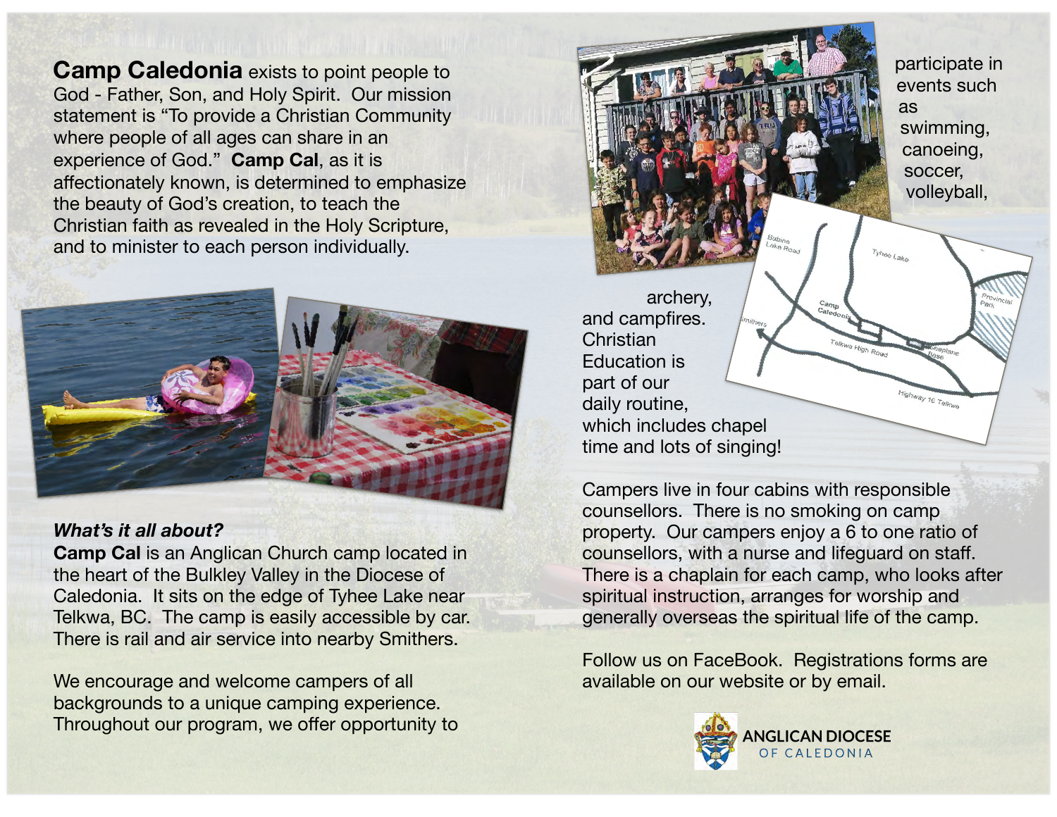**Camp Caledonia** exists to point people to God - Father, Son, and Holy Spirit. Our mission statement is "To provide a Christian Community where people of all ages can share in an experience of God." **Camp Cal**, as it is affectionately known, is determined to emphasize the beauty of God's creation, to teach the Christian faith as revealed in the Holy Scripture, and to minister to each person individually.

***What's it all about?***

**Camp Cal** is an Anglican Church camp located in the heart of the Bulkley Valley in the Diocese of Caledonia. It sits on the edge of Tyhee Lake near Telkwa, BC. The camp is easily accessible by car. There is rail and air service into nearby Smithers.

We encourage and welcome campers of all backgrounds to a unique camping experience. Throughout our program, we offer opportunity to participate in events such as swimming, canoeing, soccer, volleyball, archery, and campfires. Christian Education is part of our daily routine, which includes chapel time and lots of singing!

Bulkley Lake Road

Tyhee Lake

Camp Caledonia

Provincial Park

Smithers

Telkwa High Road

Seaplane Base

Highway 16 Telkwa

Campers live in four cabins with responsible counsellors. There is no smoking on camp property. Our campers enjoy a 6 to one ratio of counsellors, with a nurse and lifeguard on staff. There is a chaplain for each camp, who looks after spiritual instruction, arranges for worship and generally overseas the spiritual life of the camp.

Follow us on FaceBook. Registrations forms are available on our website or by email.

ANGLICAN DIOCESE OF CALEDONIA